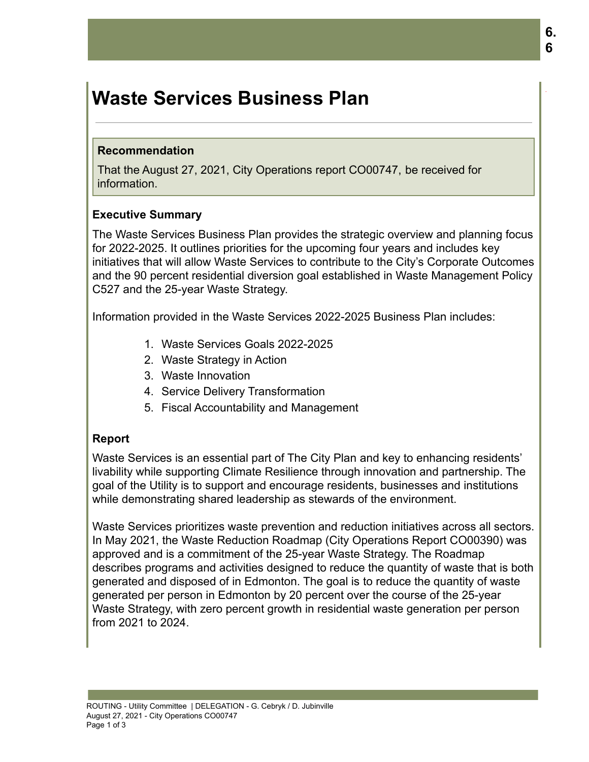# Waste Services Business Plan

**Recommendation**

That the August 27, 2021, City Operations report CO00747, be received for information.

### Executive Summary

The Waste Services Business Plan provides the strategic overview and planning focus for 2022-2025. It outlines priorities for the upcoming four years and includes key initiatives that will allow Waste Services to contribute to the City's Corporate Outcomes and the 90 percent residential diversion goal established in Waste Management Policy C527 and the 25-year Waste Strategy.

Information provided in the Waste Services 2022-2025 Business Plan includes:

1. Waste Services Goals 2022-2025
2. Waste Strategy in Action
3. Waste Innovation
4. Service Delivery Transformation
5. Fiscal Accountability and Management

### Report

Waste Services is an essential part of The City Plan and key to enhancing residents' livability while supporting Climate Resilience through innovation and partnership. The goal of the Utility is to support and encourage residents, businesses and institutions while demonstrating shared leadership as stewards of the environment.

Waste Services prioritizes waste prevention and reduction initiatives across all sectors. In May 2021, the Waste Reduction Roadmap (City Operations Report CO00390) was approved and is a commitment of the 25-year Waste Strategy. The Roadmap describes programs and activities designed to reduce the quantity of waste that is both generated and disposed of in Edmonton. The goal is to reduce the quantity of waste generated per person in Edmonton by 20 percent over the course of the 25-year Waste Strategy, with zero percent growth in residential waste generation per person from 2021 to 2024.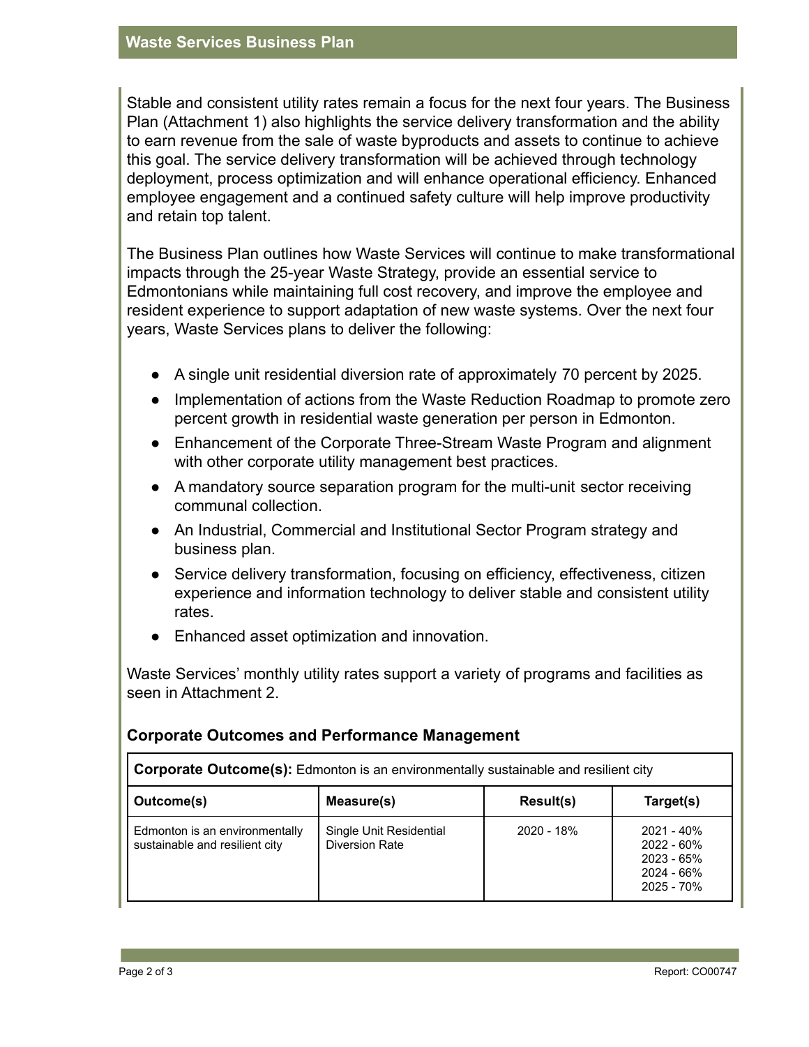Stable and consistent utility rates remain a focus for the next four years. The Business Plan (Attachment 1) also highlights the service delivery transformation and the ability to earn revenue from the sale of waste byproducts and assets to continue to achieve this goal. The service delivery transformation will be achieved through technology deployment, process optimization and will enhance operational efficiency. Enhanced employee engagement and a continued safety culture will help improve productivity and retain top talent.

The Business Plan outlines how Waste Services will continue to make transformational impacts through the 25-year Waste Strategy, provide an essential service to Edmontonians while maintaining full cost recovery, and improve the employee and resident experience to support adaptation of new waste systems. Over the next four years, Waste Services plans to deliver the following:

- A single unit residential diversion rate of approximately 70 percent by 2025.
- Implementation of actions from the Waste Reduction Roadmap to promote zero percent growth in residential waste generation per person in Edmonton.
- Enhancement of the Corporate Three-Stream Waste Program and alignment with other corporate utility management best practices.
- A mandatory source separation program for the multi-unit sector receiving communal collection.
- An Industrial, Commercial and Institutional Sector Program strategy and business plan.
- Service delivery transformation, focusing on efficiency, effectiveness, citizen experience and information technology to deliver stable and consistent utility rates.
- Enhanced asset optimization and innovation.

Waste Services' monthly utility rates support a variety of programs and facilities as seen in Attachment 2.

### Corporate Outcomes and Performance Management

| **Corporate Outcome(s):** Edmonton is an environmentally sustainable and resilient city | | | |
|---|---|---|---|
| **Outcome(s)** | **Measure(s)** | **Result(s)** | **Target(s)** |
| Edmonton is an environmentally sustainable and resilient city | Single Unit Residential Diversion Rate | 2020 - 18% | 2021 - 40%<br>2022 - 60%<br>2023 - 65%<br>2024 - 66%<br>2025 - 70% |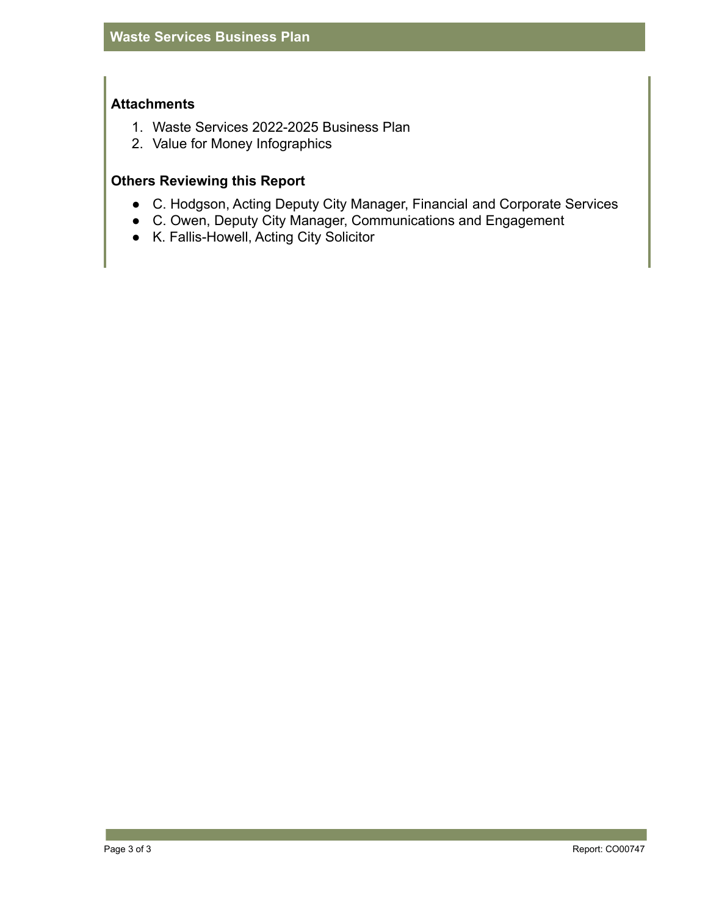### Attachments

1. Waste Services 2022-2025 Business Plan
2. Value for Money Infographics

### Others Reviewing this Report

- C. Hodgson, Acting Deputy City Manager, Financial and Corporate Services
- C. Owen, Deputy City Manager, Communications and Engagement
- K. Fallis-Howell, Acting City Solicitor